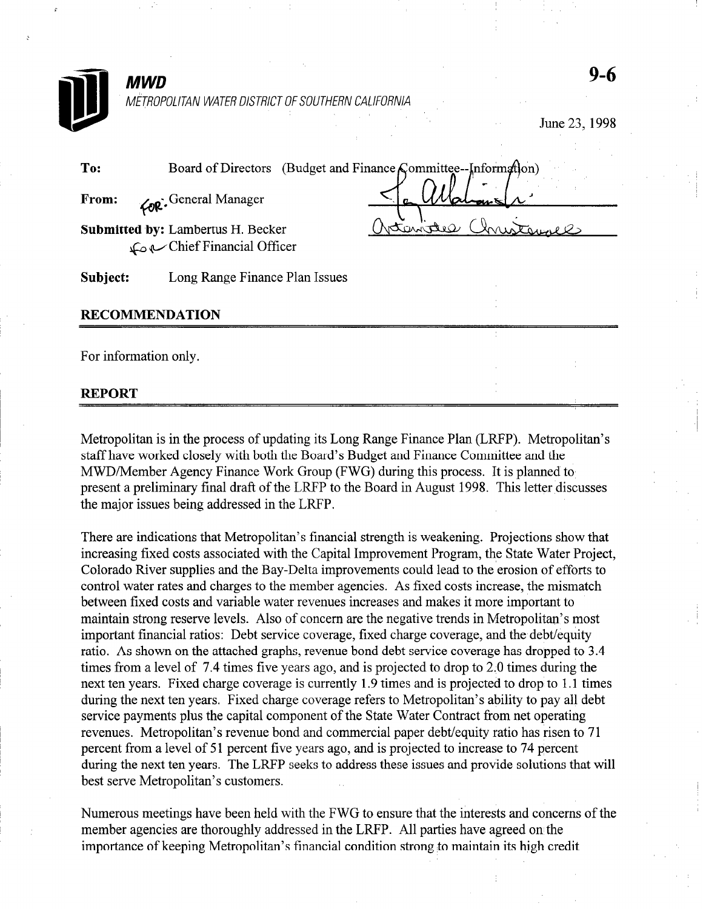**MWD**

METROPOLITAN WATER DISTRICT OF SOUTHERN CALIFORNIA

**9-6**

June 23, 1998

**To:** Board of Directors (Budget and Finance Committee--Information)

**From:** For: General Manager

**Submitted by:** Lambertus H. Becker
For Chief Financial Officer

**Subject:** Long Range Finance Plan Issues

## RECOMMENDATION

For information only.

## REPORT

Metropolitan is in the process of updating its Long Range Finance Plan (LRFP). Metropolitan's staff have worked closely with both the Board's Budget and Finance Committee and the MWD/Member Agency Finance Work Group (FWG) during this process. It is planned to present a preliminary final draft of the LRFP to the Board in August 1998. This letter discusses the major issues being addressed in the LRFP.

There are indications that Metropolitan's financial strength is weakening. Projections show that increasing fixed costs associated with the Capital Improvement Program, the State Water Project, Colorado River supplies and the Bay-Delta improvements could lead to the erosion of efforts to control water rates and charges to the member agencies. As fixed costs increase, the mismatch between fixed costs and variable water revenues increases and makes it more important to maintain strong reserve levels. Also of concern are the negative trends in Metropolitan's most important financial ratios: Debt service coverage, fixed charge coverage, and the debt/equity ratio. As shown on the attached graphs, revenue bond debt service coverage has dropped to 3.4 times from a level of 7.4 times five years ago, and is projected to drop to 2.0 times during the next ten years. Fixed charge coverage is currently 1.9 times and is projected to drop to 1.1 times during the next ten years. Fixed charge coverage refers to Metropolitan's ability to pay all debt service payments plus the capital component of the State Water Contract from net operating revenues. Metropolitan's revenue bond and commercial paper debt/equity ratio has risen to 71 percent from a level of 51 percent five years ago, and is projected to increase to 74 percent during the next ten years. The LRFP seeks to address these issues and provide solutions that will best serve Metropolitan's customers.

Numerous meetings have been held with the FWG to ensure that the interests and concerns of the member agencies are thoroughly addressed in the LRFP. All parties have agreed on the importance of keeping Metropolitan's financial condition strong to maintain its high credit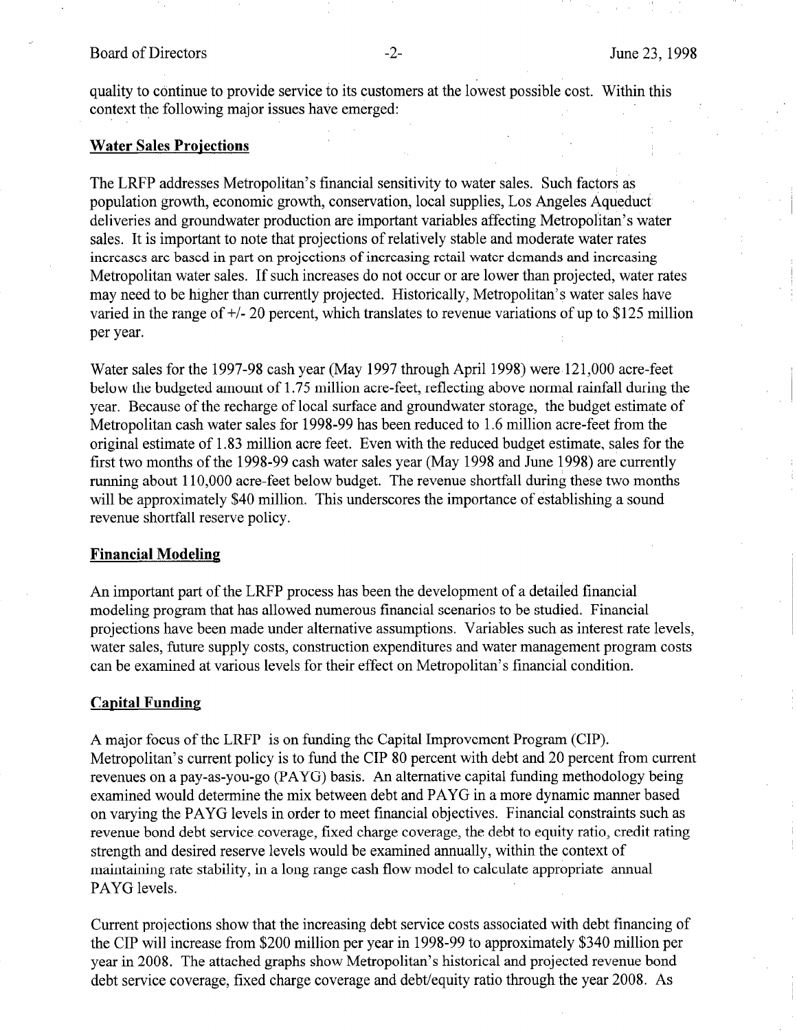quality to continue to provide service to its customers at the lowest possible cost. Within this context the following major issues have emerged:

## Water Sales Projections

The LRFP addresses Metropolitan's financial sensitivity to water sales. Such factors as population growth, economic growth, conservation, local supplies, Los Angeles Aqueduct deliveries and groundwater production are important variables affecting Metropolitan's water sales. It is important to note that projections of relatively stable and moderate water rates increases are based in part on projections of increasing retail water demands and increasing Metropolitan water sales. If such increases do not occur or are lower than projected, water rates may need to be higher than currently projected. Historically, Metropolitan's water sales have varied in the range of +/- 20 percent, which translates to revenue variations of up to $125 million per year.

Water sales for the 1997-98 cash year (May 1997 through April 1998) were 121,000 acre-feet below the budgeted amount of 1.75 million acre-feet, reflecting above normal rainfall during the year. Because of the recharge of local surface and groundwater storage, the budget estimate of Metropolitan cash water sales for 1998-99 has been reduced to 1.6 million acre-feet from the original estimate of 1.83 million acre feet. Even with the reduced budget estimate, sales for the first two months of the 1998-99 cash water sales year (May 1998 and June 1998) are currently running about 110,000 acre-feet below budget. The revenue shortfall during these two months will be approximately $40 million. This underscores the importance of establishing a sound revenue shortfall reserve policy.

## Financial Modeling

An important part of the LRFP process has been the development of a detailed financial modeling program that has allowed numerous financial scenarios to be studied. Financial projections have been made under alternative assumptions. Variables such as interest rate levels, water sales, future supply costs, construction expenditures and water management program costs can be examined at various levels for their effect on Metropolitan's financial condition.

## Capital Funding

A major focus of the LRFP is on funding the Capital Improvement Program (CIP). Metropolitan's current policy is to fund the CIP 80 percent with debt and 20 percent from current revenues on a pay-as-you-go (PAYG) basis. An alternative capital funding methodology being examined would determine the mix between debt and PAYG in a more dynamic manner based on varying the PAYG levels in order to meet financial objectives. Financial constraints such as revenue bond debt service coverage, fixed charge coverage, the debt to equity ratio, credit rating strength and desired reserve levels would be examined annually, within the context of maintaining rate stability, in a long range cash flow model to calculate appropriate annual PAYG levels.

Current projections show that the increasing debt service costs associated with debt financing of the CIP will increase from $200 million per year in 1998-99 to approximately $340 million per year in 2008. The attached graphs show Metropolitan's historical and projected revenue bond debt service coverage, fixed charge coverage and debt/equity ratio through the year 2008. As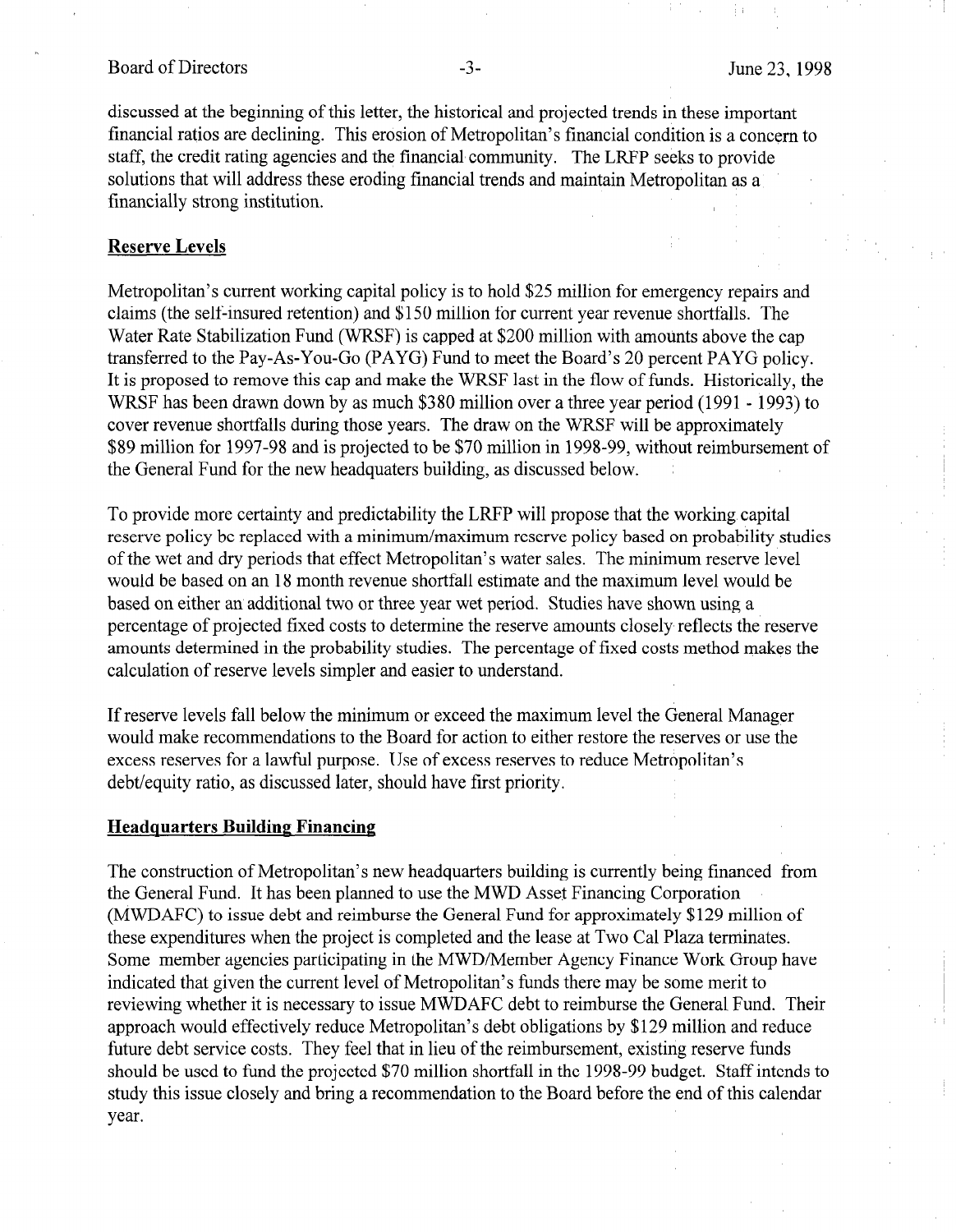discussed at the beginning of this letter, the historical and projected trends in these important financial ratios are declining. This erosion of Metropolitan's financial condition is a concern to staff, the credit rating agencies and the financial community. The LRFP seeks to provide solutions that will address these eroding financial trends and maintain Metropolitan as a financially strong institution.

## Reserve Levels

Metropolitan's current working capital policy is to hold $25 million for emergency repairs and claims (the self-insured retention) and $150 million for current year revenue shortfalls. The Water Rate Stabilization Fund (WRSF) is capped at $200 million with amounts above the cap transferred to the Pay-As-You-Go (PAYG) Fund to meet the Board's 20 percent PAYG policy. It is proposed to remove this cap and make the WRSF last in the flow of funds. Historically, the WRSF has been drawn down by as much $380 million over a three year period (1991 - 1993) to cover revenue shortfalls during those years. The draw on the WRSF will be approximately $89 million for 1997-98 and is projected to be $70 million in 1998-99, without reimbursement of the General Fund for the new headquaters building, as discussed below.

To provide more certainty and predictability the LRFP will propose that the working capital reserve policy be replaced with a minimum/maximum reserve policy based on probability studies of the wet and dry periods that effect Metropolitan's water sales. The minimum reserve level would be based on an 18 month revenue shortfall estimate and the maximum level would be based on either an additional two or three year wet period. Studies have shown using a percentage of projected fixed costs to determine the reserve amounts closely reflects the reserve amounts determined in the probability studies. The percentage of fixed costs method makes the calculation of reserve levels simpler and easier to understand.

If reserve levels fall below the minimum or exceed the maximum level the General Manager would make recommendations to the Board for action to either restore the reserves or use the excess reserves for a lawful purpose. Use of excess reserves to reduce Metropolitan's debt/equity ratio, as discussed later, should have first priority.

## Headquarters Building Financing

The construction of Metropolitan's new headquarters building is currently being financed from the General Fund. It has been planned to use the MWD Asset Financing Corporation (MWDAFC) to issue debt and reimburse the General Fund for approximately $129 million of these expenditures when the project is completed and the lease at Two Cal Plaza terminates. Some member agencies participating in the MWD/Member Agency Finance Work Group have indicated that given the current level of Metropolitan's funds there may be some merit to reviewing whether it is necessary to issue MWDAFC debt to reimburse the General Fund. Their approach would effectively reduce Metropolitan's debt obligations by $129 million and reduce future debt service costs. They feel that in lieu of the reimbursement, existing reserve funds should be used to fund the projected $70 million shortfall in the 1998-99 budget. Staff intends to study this issue closely and bring a recommendation to the Board before the end of this calendar year.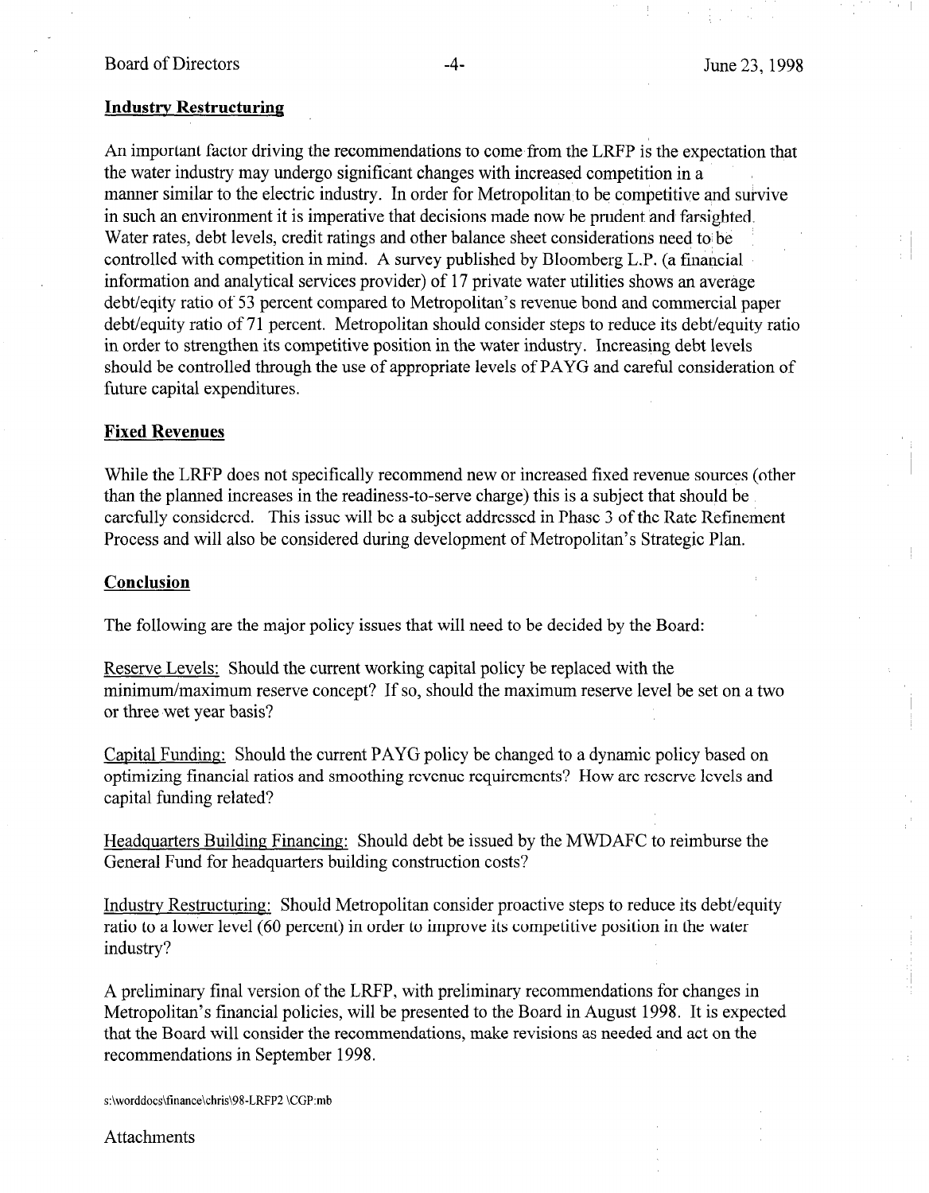## Industry Restructuring

An important factor driving the recommendations to come from the LRFP is the expectation that the water industry may undergo significant changes with increased competition in a manner similar to the electric industry. In order for Metropolitan to be competitive and survive in such an environment it is imperative that decisions made now be prudent and farsighted. Water rates, debt levels, credit ratings and other balance sheet considerations need to be controlled with competition in mind. A survey published by Bloomberg L.P. (a financial information and analytical services provider) of 17 private water utilities shows an average debt/eqity ratio of 53 percent compared to Metropolitan's revenue bond and commercial paper debt/equity ratio of 71 percent. Metropolitan should consider steps to reduce its debt/equity ratio in order to strengthen its competitive position in the water industry. Increasing debt levels should be controlled through the use of appropriate levels of PAYG and careful consideration of future capital expenditures.

## Fixed Revenues

While the LRFP does not specifically recommend new or increased fixed revenue sources (other than the planned increases in the readiness-to-serve charge) this is a subject that should be carefully considered. This issue will be a subject addressed in Phase 3 of the Rate Refinement Process and will also be considered during development of Metropolitan's Strategic Plan.

## Conclusion

The following are the major policy issues that will need to be decided by the Board:

Reserve Levels: Should the current working capital policy be replaced with the minimum/maximum reserve concept? If so, should the maximum reserve level be set on a two or three wet year basis?

Capital Funding: Should the current PAYG policy be changed to a dynamic policy based on optimizing financial ratios and smoothing revenue requirements? How are reserve levels and capital funding related?

Headquarters Building Financing: Should debt be issued by the MWDAFC to reimburse the General Fund for headquarters building construction costs?

Industry Restructuring: Should Metropolitan consider proactive steps to reduce its debt/equity ratio to a lower level (60 percent) in order to improve its competitive position in the water industry?

A preliminary final version of the LRFP, with preliminary recommendations for changes in Metropolitan's financial policies, will be presented to the Board in August 1998. It is expected that the Board will consider the recommendations, make revisions as needed and act on the recommendations in September 1998.

s:\worddocs\finance\chris\98-LRFP2 \CGP:mb

Attachments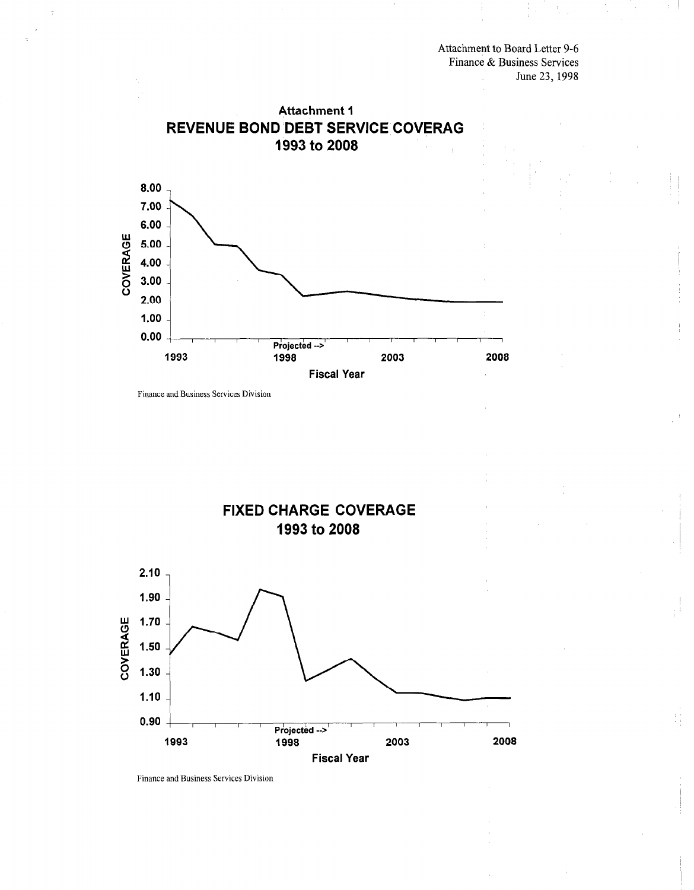Attachment to Board Letter 9-6
Finance & Business Services
June 23, 1998

## Attachment 1

## REVENUE BOND DEBT SERVICE COVERAG

## 1993 to 2008

COVERAGE

8.00
7.00
6.00
5.00
4.00
3.00
2.00
1.00
0.00

Projected -->

1993 1998 2003 2008

Fiscal Year

Finance and Business Services Division

## FIXED CHARGE COVERAGE

## 1993 to 2008

COVERAGE

2.10
1.90
1.70
1.50
1.30
1.10
0.90

Projected -->

1993 1998 2003 2008

Fiscal Year

Finance and Business Services Division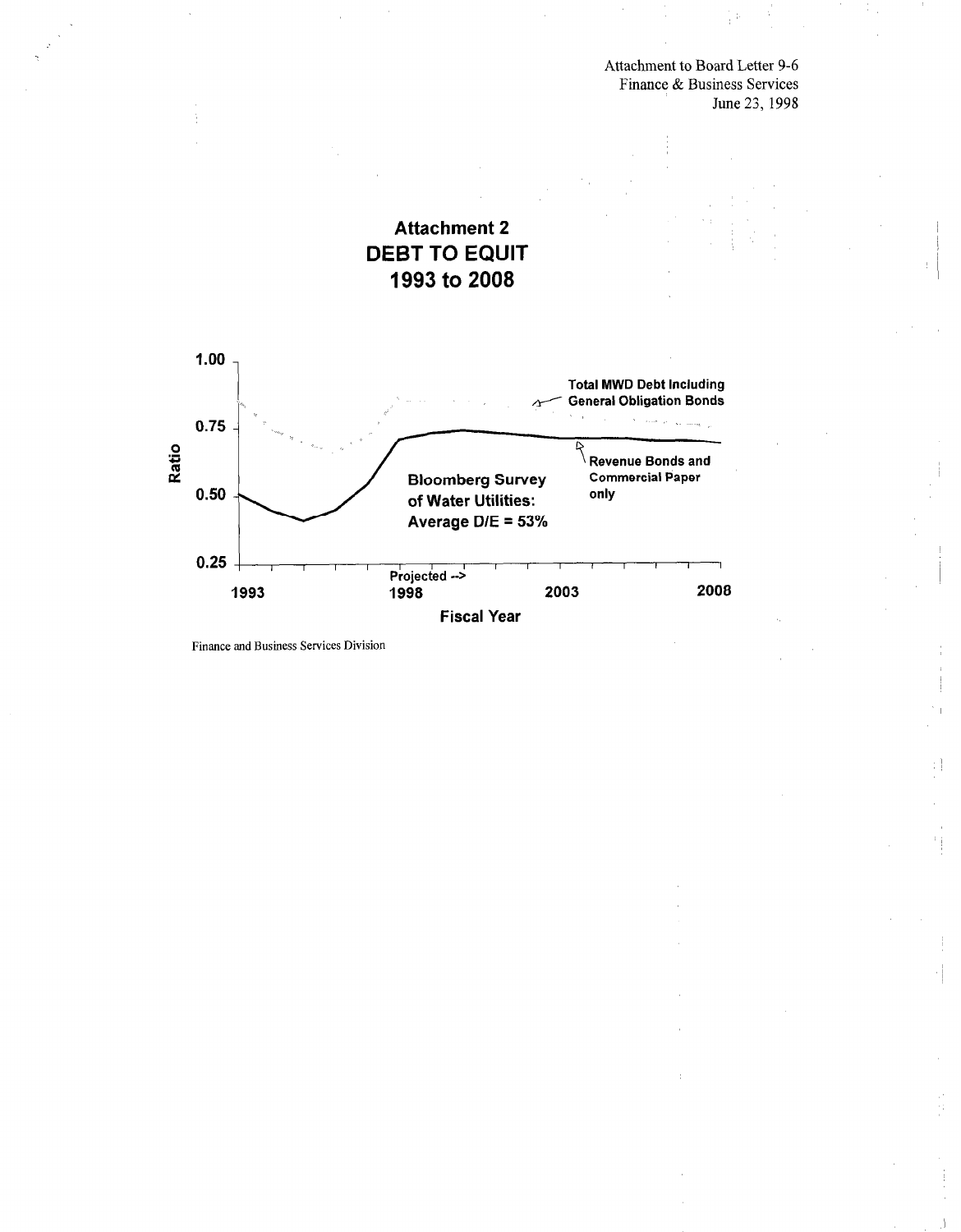Attachment to Board Letter 9-6
Finance & Business Services
June 23, 1998

# Attachment 2
# DEBT TO EQUIT
# 1993 to 2008

1.00

0.75

0.50

0.25

Ratio

Total MWD Debt Including General Obligation Bonds

Revenue Bonds and Commercial Paper only

Bloomberg Survey of Water Utilities: Average D/E = 53%

Projected -->

1993

1998

2003

2008

Fiscal Year

Finance and Business Services Division